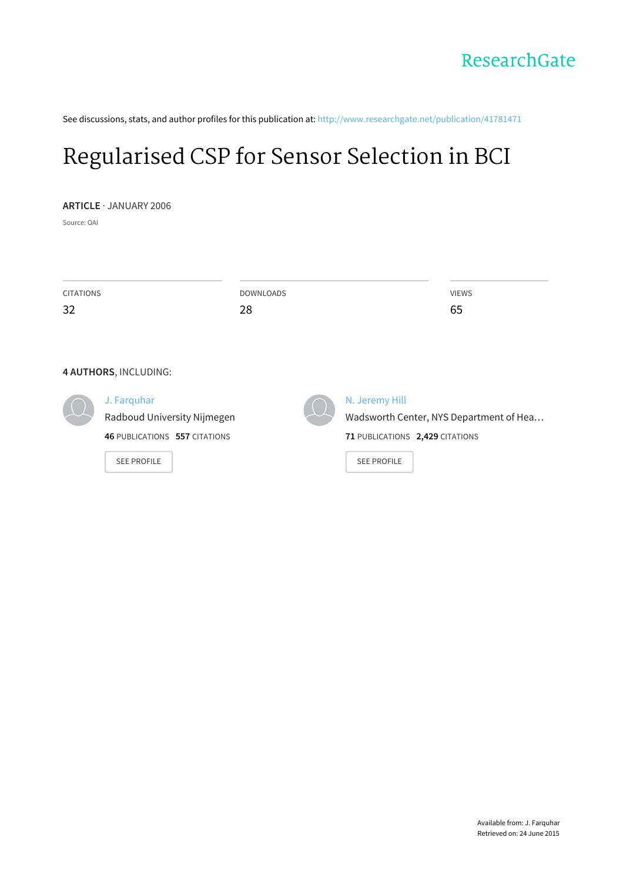ResearchGate

See discussions, stats, and author profiles for this publication at: http://www.researchgate.net/publication/41781471

# Regularised CSP for Sensor Selection in BCI

**ARTICLE** · JANUARY 2006

Source: OAI

| CITATIONS | DOWNLOADS | VIEWS |
|---|---|---|
| 32 | 28 | 65 |

**4 AUTHORS**, INCLUDING:

J. Farquhar
Radboud University Nijmegen
**46** PUBLICATIONS **557** CITATIONS

SEE PROFILE

N. Jeremy Hill
Wadsworth Center, NYS Department of Hea…
**71** PUBLICATIONS **2,429** CITATIONS

SEE PROFILE

Available from: J. Farquhar
Retrieved on: 24 June 2015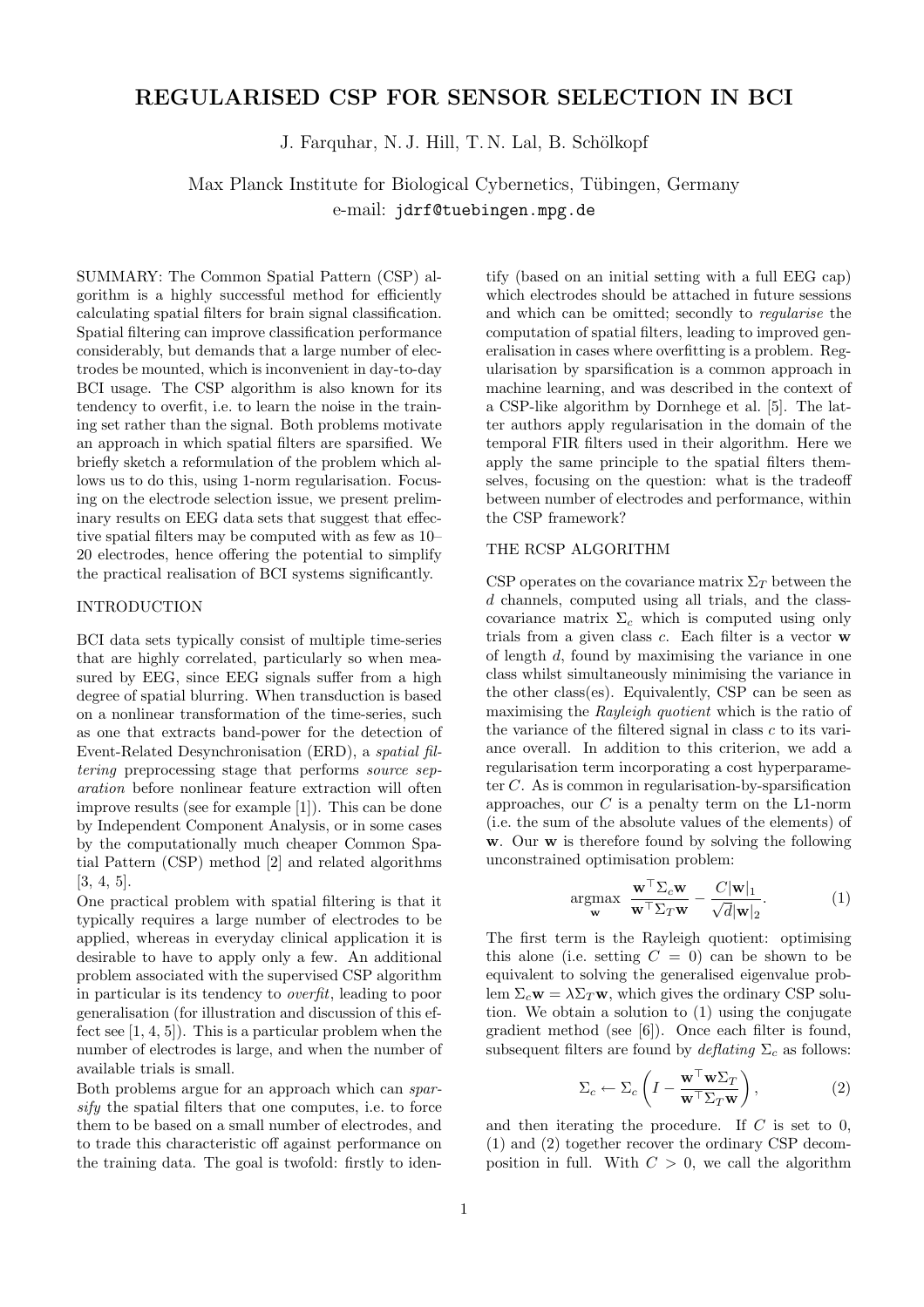# REGULARISED CSP FOR SENSOR SELECTION IN BCI

J. Farquhar, N. J. Hill, T. N. Lal, B. Schölkopf

Max Planck Institute for Biological Cybernetics, Tübingen, Germany
e-mail: jdrf@tuebingen.mpg.de

SUMMARY: The Common Spatial Pattern (CSP) algorithm is a highly successful method for efficiently calculating spatial filters for brain signal classification. Spatial filtering can improve classification performance considerably, but demands that a large number of electrodes be mounted, which is inconvenient in day-to-day BCI usage. The CSP algorithm is also known for its tendency to overfit, i.e. to learn the noise in the training set rather than the signal. Both problems motivate an approach in which spatial filters are sparsified. We briefly sketch a reformulation of the problem which allows us to do this, using 1-norm regularisation. Focusing on the electrode selection issue, we present preliminary results on EEG data sets that suggest that effective spatial filters may be computed with as few as 10–20 electrodes, hence offering the potential to simplify the practical realisation of BCI systems significantly.

## INTRODUCTION

BCI data sets typically consist of multiple time-series that are highly correlated, particularly so when measured by EEG, since EEG signals suffer from a high degree of spatial blurring. When transduction is based on a nonlinear transformation of the time-series, such as one that extracts band-power for the detection of Event-Related Desynchronisation (ERD), a *spatial filtering* preprocessing stage that performs *source separation* before nonlinear feature extraction will often improve results (see for example [1]). This can be done by Independent Component Analysis, or in some cases by the computationally much cheaper Common Spatial Pattern (CSP) method [2] and related algorithms [3, 4, 5].

One practical problem with spatial filtering is that it typically requires a large number of electrodes to be applied, whereas in everyday clinical application it is desirable to have to apply only a few. An additional problem associated with the supervised CSP algorithm in particular is its tendency to *overfit*, leading to poor generalisation (for illustration and discussion of this effect see [1, 4, 5]). This is a particular problem when the number of electrodes is large, and when the number of available trials is small.

Both problems argue for an approach which can *sparsify* the spatial filters that one computes, i.e. to force them to be based on a small number of electrodes, and to trade this characteristic off against performance on the training data. The goal is twofold: firstly to identify (based on an initial setting with a full EEG cap) which electrodes should be attached in future sessions and which can be omitted; secondly to *regularise* the computation of spatial filters, leading to improved generalisation in cases where overfitting is a problem. Regularisation by sparsification is a common approach in machine learning, and was described in the context of a CSP-like algorithm by Dornhege et al. [5]. The latter authors apply regularisation in the domain of the temporal FIR filters used in their algorithm. Here we apply the same principle to the spatial filters themselves, focusing on the question: what is the tradeoff between number of electrodes and performance, within the CSP framework?

## THE RCSP ALGORITHM

CSP operates on the covariance matrix $\Sigma_T$ between the $d$ channels, computed using all trials, and the class-covariance matrix $\Sigma_c$ which is computed using only trials from a given class $c$. Each filter is a vector $\mathbf{w}$ of length $d$, found by maximising the variance in one class whilst simultaneously minimising the variance in the other class(es). Equivalently, CSP can be seen as maximising the *Rayleigh quotient* which is the ratio of the variance of the filtered signal in class $c$ to its variance overall. In addition to this criterion, we add a regularisation term incorporating a cost hyperparameter $C$. As is common in regularisation-by-sparsification approaches, our $C$ is a penalty term on the L1-norm (i.e. the sum of the absolute values of the elements) of $\mathbf{w}$. Our $\mathbf{w}$ is therefore found by solving the following unconstrained optimisation problem:

$$\underset{\mathbf{w}}{\text{argmax}} \ \frac{\mathbf{w}^\top \Sigma_c \mathbf{w}}{\mathbf{w}^\top \Sigma_T \mathbf{w}} - \frac{C|\mathbf{w}|_1}{\sqrt{d}|\mathbf{w}|_2}. \tag{1}$$

The first term is the Rayleigh quotient: optimising this alone (i.e. setting $C = 0$) can be shown to be equivalent to solving the generalised eigenvalue problem $\Sigma_c \mathbf{w} = \lambda \Sigma_T \mathbf{w}$, which gives the ordinary CSP solution. We obtain a solution to (1) using the conjugate gradient method (see [6]). Once each filter is found, subsequent filters are found by *deflating* $\Sigma_c$ as follows:

$$\Sigma_c \leftarrow \Sigma_c \left( I - \frac{\mathbf{w}^\top \mathbf{w} \Sigma_T}{\mathbf{w}^\top \Sigma_T \mathbf{w}} \right), \tag{2}$$

and then iterating the procedure. If $C$ is set to 0, (1) and (2) together recover the ordinary CSP decomposition in full. With $C > 0$, we call the algorithm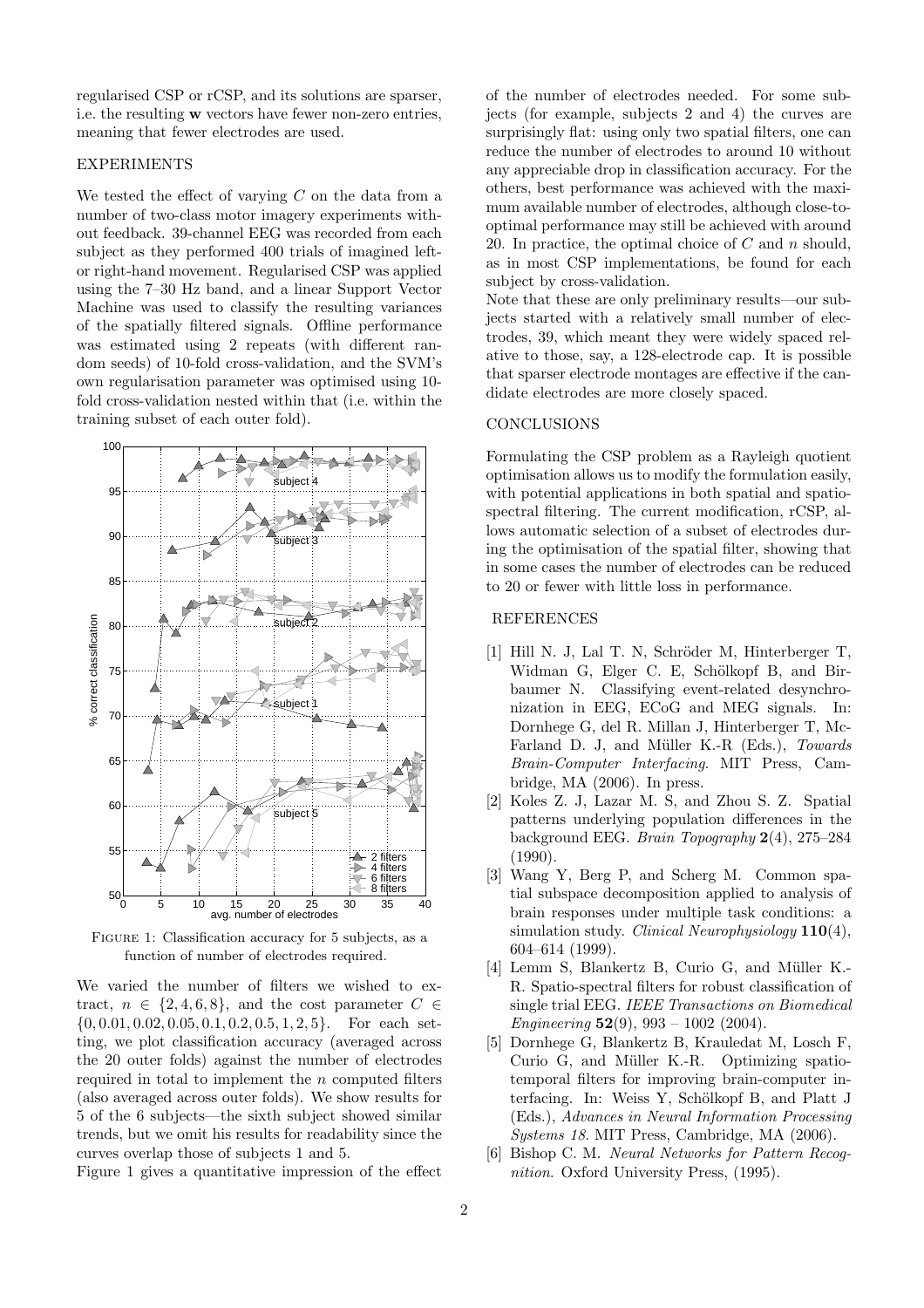regularised CSP or rCSP, and its solutions are sparser, i.e. the resulting **w** vectors have fewer non-zero entries, meaning that fewer electrodes are used.

## EXPERIMENTS

We tested the effect of varying $C$ on the data from a number of two-class motor imagery experiments without feedback. 39-channel EEG was recorded from each subject as they performed 400 trials of imagined left- or right-hand movement. Regularised CSP was applied using the 7–30 Hz band, and a linear Support Vector Machine was used to classify the resulting variances of the spatially filtered signals. Offline performance was estimated using 2 repeats (with different random seeds) of 10-fold cross-validation, and the SVM's own regularisation parameter was optimised using 10-fold cross-validation nested within that (i.e. within the training subset of each outer fold).

100
95
90
85
80
75
70
65
60
55
50
% correct classification
0 5 10 15 20 25 30 35 40
avg. number of electrodes
subject 4
subject 3
subject 2
subject 1
subject 5
2 filters
4 filters
6 filters
8 filters

FIGURE 1: Classification accuracy for 5 subjects, as a function of number of electrodes required.

We varied the number of filters we wished to extract, $n \in \{2, 4, 6, 8\}$, and the cost parameter $C \in \{0, 0.01, 0.02, 0.05, 0.1, 0.2, 0.5, 1, 2, 5\}$. For each setting, we plot classification accuracy (averaged across the 20 outer folds) against the number of electrodes required in total to implement the $n$ computed filters (also averaged across outer folds). We show results for 5 of the 6 subjects—the sixth subject showed similar trends, but we omit his results for readability since the curves overlap those of subjects 1 and 5.

Figure 1 gives a quantitative impression of the effect of the number of electrodes needed. For some subjects (for example, subjects 2 and 4) the curves are surprisingly flat: using only two spatial filters, one can reduce the number of electrodes to around 10 without any appreciable drop in classification accuracy. For the others, best performance was achieved with the maximum available number of electrodes, although close-to-optimal performance may still be achieved with around 20. In practice, the optimal choice of $C$ and $n$ should, as in most CSP implementations, be found for each subject by cross-validation.

Note that these are only preliminary results—our subjects started with a relatively small number of electrodes, 39, which meant they were widely spaced relative to those, say, a 128-electrode cap. It is possible that sparser electrode montages are effective if the candidate electrodes are more closely spaced.

## CONCLUSIONS

Formulating the CSP problem as a Rayleigh quotient optimisation allows us to modify the formulation easily, with potential applications in both spatial and spatio-spectral filtering. The current modification, rCSP, allows automatic selection of a subset of electrodes during the optimisation of the spatial filter, showing that in some cases the number of electrodes can be reduced to 20 or fewer with little loss in performance.

## REFERENCES

[1] Hill N. J, Lal T. N, Schröder M, Hinterberger T, Widman G, Elger C. E, Schölkopf B, and Birbaumer N. Classifying event-related desynchronization in EEG, ECoG and MEG signals. In: Dornhege G, del R. Millan J, Hinterberger T, McFarland D. J, and Müller K.-R (Eds.), *Towards Brain-Computer Interfacing*. MIT Press, Cambridge, MA (2006). In press.

[2] Koles Z. J, Lazar M. S, and Zhou S. Z. Spatial patterns underlying population differences in the background EEG. *Brain Topography* **2**(4), 275–284 (1990).

[3] Wang Y, Berg P, and Scherg M. Common spatial subspace decomposition applied to analysis of brain responses under multiple task conditions: a simulation study. *Clinical Neurophysiology* **110**(4), 604–614 (1999).

[4] Lemm S, Blankertz B, Curio G, and Müller K.-R. Spatio-spectral filters for robust classification of single trial EEG. *IEEE Transactions on Biomedical Engineering* **52**(9), 993 – 1002 (2004).

[5] Dornhege G, Blankertz B, Krauledat M, Losch F, Curio G, and Müller K.-R. Optimizing spatio-temporal filters for improving brain-computer interfacing. In: Weiss Y, Schölkopf B, and Platt J (Eds.), *Advances in Neural Information Processing Systems 18*. MIT Press, Cambridge, MA (2006).

[6] Bishop C. M. *Neural Networks for Pattern Recognition*. Oxford University Press, (1995).